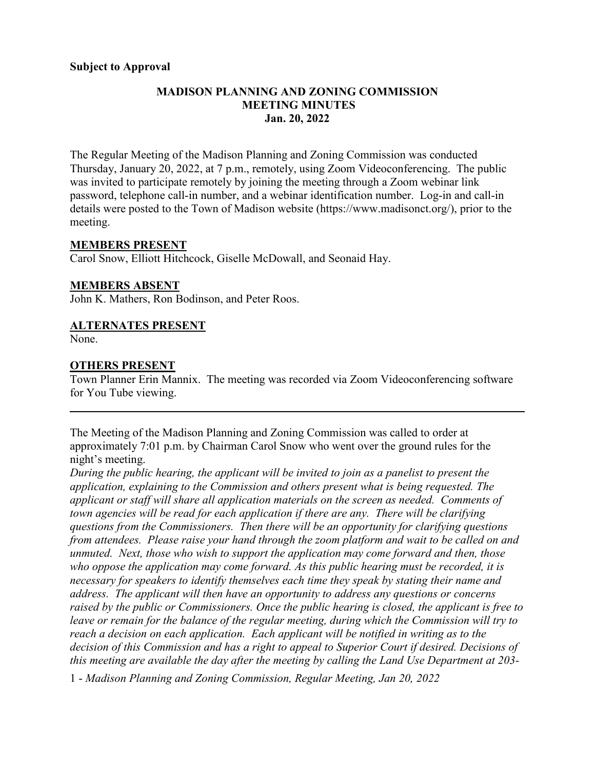**Subject to Approval**

# MADISON PLANNING AND ZONING COMMISSION
## MEETING MINUTES
## Jan. 20, 2022

The Regular Meeting of the Madison Planning and Zoning Commission was conducted Thursday, January 20, 2022, at 7 p.m., remotely, using Zoom Videoconferencing. The public was invited to participate remotely by joining the meeting through a Zoom webinar link password, telephone call-in number, and a webinar identification number. Log-in and call-in details were posted to the Town of Madison website (https://www.madisonct.org/), prior to the meeting.

### MEMBERS PRESENT

Carol Snow, Elliott Hitchcock, Giselle McDowall, and Seonaid Hay.

### MEMBERS ABSENT

John K. Mathers, Ron Bodinson, and Peter Roos.

### ALTERNATES PRESENT

None.

### OTHERS PRESENT

Town Planner Erin Mannix. The meeting was recorded via Zoom Videoconferencing software for You Tube viewing.

---

The Meeting of the Madison Planning and Zoning Commission was called to order at approximately 7:01 p.m. by Chairman Carol Snow who went over the ground rules for the night's meeting.

*During the public hearing, the applicant will be invited to join as a panelist to present the application, explaining to the Commission and others present what is being requested. The applicant or staff will share all application materials on the screen as needed. Comments of town agencies will be read for each application if there are any. There will be clarifying questions from the Commissioners. Then there will be an opportunity for clarifying questions from attendees. Please raise your hand through the zoom platform and wait to be called on and unmuted. Next, those who wish to support the application may come forward and then, those who oppose the application may come forward. As this public hearing must be recorded, it is necessary for speakers to identify themselves each time they speak by stating their name and address. The applicant will then have an opportunity to address any questions or concerns raised by the public or Commissioners. Once the public hearing is closed, the applicant is free to leave or remain for the balance of the regular meeting, during which the Commission will try to reach a decision on each application. Each applicant will be notified in writing as to the decision of this Commission and has a right to appeal to Superior Court if desired. Decisions of this meeting are available the day after the meeting by calling the Land Use Department at 203-*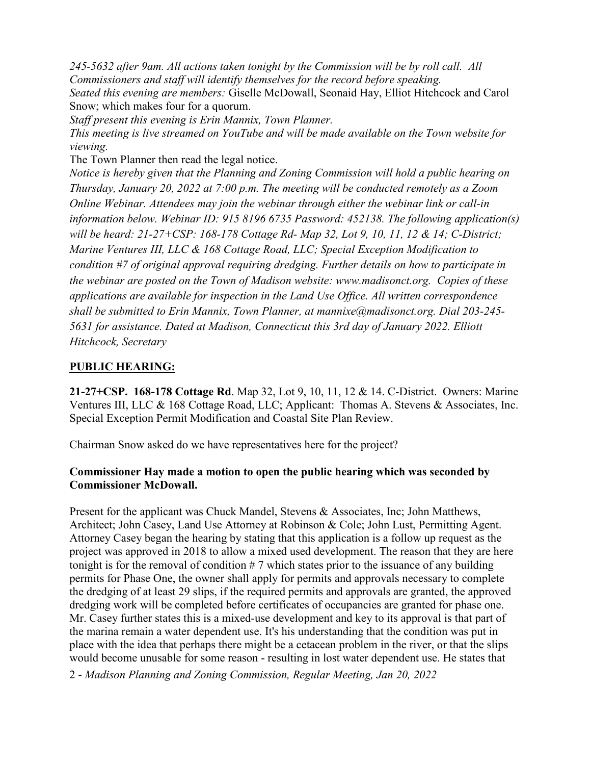*245-5632 after 9am. All actions taken tonight by the Commission will be by roll call. All Commissioners and staff will identify themselves for the record before speaking.*

*Seated this evening are members:* Giselle McDowall, Seonaid Hay, Elliot Hitchcock and Carol Snow; which makes four for a quorum.

*Staff present this evening is Erin Mannix, Town Planner.*

*This meeting is live streamed on YouTube and will be made available on the Town website for viewing.*

The Town Planner then read the legal notice.

*Notice is hereby given that the Planning and Zoning Commission will hold a public hearing on Thursday, January 20, 2022 at 7:00 p.m. The meeting will be conducted remotely as a Zoom Online Webinar. Attendees may join the webinar through either the webinar link or call-in information below. Webinar ID: 915 8196 6735 Password: 452138. The following application(s) will be heard: 21-27+CSP: 168-178 Cottage Rd- Map 32, Lot 9, 10, 11, 12 & 14; C-District; Marine Ventures III, LLC & 168 Cottage Road, LLC; Special Exception Modification to condition #7 of original approval requiring dredging. Further details on how to participate in the webinar are posted on the Town of Madison website: www.madisonct.org. Copies of these applications are available for inspection in the Land Use Office. All written correspondence shall be submitted to Erin Mannix, Town Planner, at mannixe@madisonct.org. Dial 203-245-5631 for assistance. Dated at Madison, Connecticut this 3rd day of January 2022. Elliott Hitchcock, Secretary*

## PUBLIC HEARING:

**21-27+CSP. 168-178 Cottage Rd**. Map 32, Lot 9, 10, 11, 12 & 14. C-District. Owners: Marine Ventures III, LLC & 168 Cottage Road, LLC; Applicant: Thomas A. Stevens & Associates, Inc. Special Exception Permit Modification and Coastal Site Plan Review.

Chairman Snow asked do we have representatives here for the project?

**Commissioner Hay made a motion to open the public hearing which was seconded by Commissioner McDowall.**

Present for the applicant was Chuck Mandel, Stevens & Associates, Inc; John Matthews, Architect; John Casey, Land Use Attorney at Robinson & Cole; John Lust, Permitting Agent. Attorney Casey began the hearing by stating that this application is a follow up request as the project was approved in 2018 to allow a mixed used development. The reason that they are here tonight is for the removal of condition # 7 which states prior to the issuance of any building permits for Phase One, the owner shall apply for permits and approvals necessary to complete the dredging of at least 29 slips, if the required permits and approvals are granted, the approved dredging work will be completed before certificates of occupancies are granted for phase one. Mr. Casey further states this is a mixed-use development and key to its approval is that part of the marina remain a water dependent use. It's his understanding that the condition was put in place with the idea that perhaps there might be a cetacean problem in the river, or that the slips would become unusable for some reason - resulting in lost water dependent use. He states that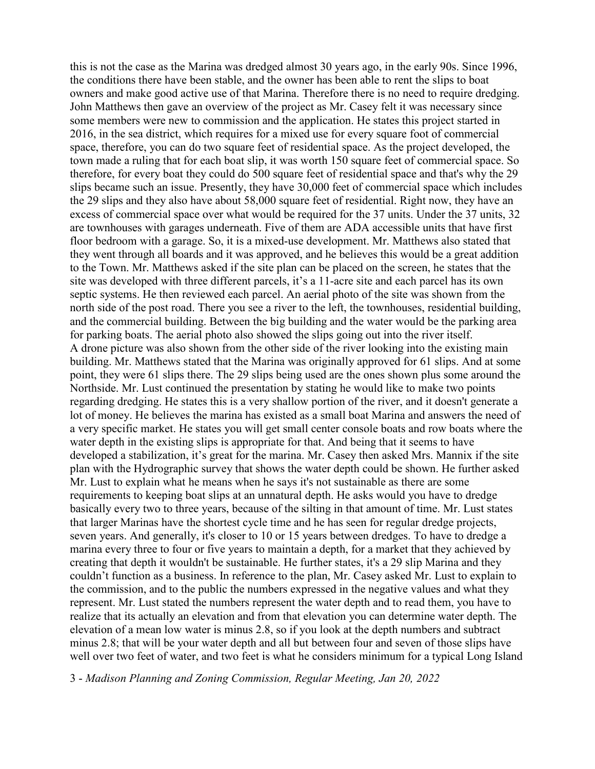this is not the case as the Marina was dredged almost 30 years ago, in the early 90s. Since 1996, the conditions there have been stable, and the owner has been able to rent the slips to boat owners and make good active use of that Marina. Therefore there is no need to require dredging. John Matthews then gave an overview of the project as Mr. Casey felt it was necessary since some members were new to commission and the application. He states this project started in 2016, in the sea district, which requires for a mixed use for every square foot of commercial space, therefore, you can do two square feet of residential space. As the project developed, the town made a ruling that for each boat slip, it was worth 150 square feet of commercial space. So therefore, for every boat they could do 500 square feet of residential space and that's why the 29 slips became such an issue. Presently, they have 30,000 feet of commercial space which includes the 29 slips and they also have about 58,000 square feet of residential. Right now, they have an excess of commercial space over what would be required for the 37 units. Under the 37 units, 32 are townhouses with garages underneath. Five of them are ADA accessible units that have first floor bedroom with a garage. So, it is a mixed-use development. Mr. Matthews also stated that they went through all boards and it was approved, and he believes this would be a great addition to the Town. Mr. Matthews asked if the site plan can be placed on the screen, he states that the site was developed with three different parcels, it's a 11-acre site and each parcel has its own septic systems. He then reviewed each parcel. An aerial photo of the site was shown from the north side of the post road. There you see a river to the left, the townhouses, residential building, and the commercial building. Between the big building and the water would be the parking area for parking boats. The aerial photo also showed the slips going out into the river itself. A drone picture was also shown from the other side of the river looking into the existing main building. Mr. Matthews stated that the Marina was originally approved for 61 slips. And at some point, they were 61 slips there. The 29 slips being used are the ones shown plus some around the Northside. Mr. Lust continued the presentation by stating he would like to make two points regarding dredging. He states this is a very shallow portion of the river, and it doesn't generate a lot of money. He believes the marina has existed as a small boat Marina and answers the need of a very specific market. He states you will get small center console boats and row boats where the water depth in the existing slips is appropriate for that. And being that it seems to have developed a stabilization, it's great for the marina. Mr. Casey then asked Mrs. Mannix if the site plan with the Hydrographic survey that shows the water depth could be shown. He further asked Mr. Lust to explain what he means when he says it's not sustainable as there are some requirements to keeping boat slips at an unnatural depth. He asks would you have to dredge basically every two to three years, because of the silting in that amount of time. Mr. Lust states that larger Marinas have the shortest cycle time and he has seen for regular dredge projects, seven years. And generally, it's closer to 10 or 15 years between dredges. To have to dredge a marina every three to four or five years to maintain a depth, for a market that they achieved by creating that depth it wouldn't be sustainable. He further states, it's a 29 slip Marina and they couldn't function as a business. In reference to the plan, Mr. Casey asked Mr. Lust to explain to the commission, and to the public the numbers expressed in the negative values and what they represent. Mr. Lust stated the numbers represent the water depth and to read them, you have to realize that its actually an elevation and from that elevation you can determine water depth. The elevation of a mean low water is minus 2.8, so if you look at the depth numbers and subtract minus 2.8; that will be your water depth and all but between four and seven of those slips have well over two feet of water, and two feet is what he considers minimum for a typical Long Island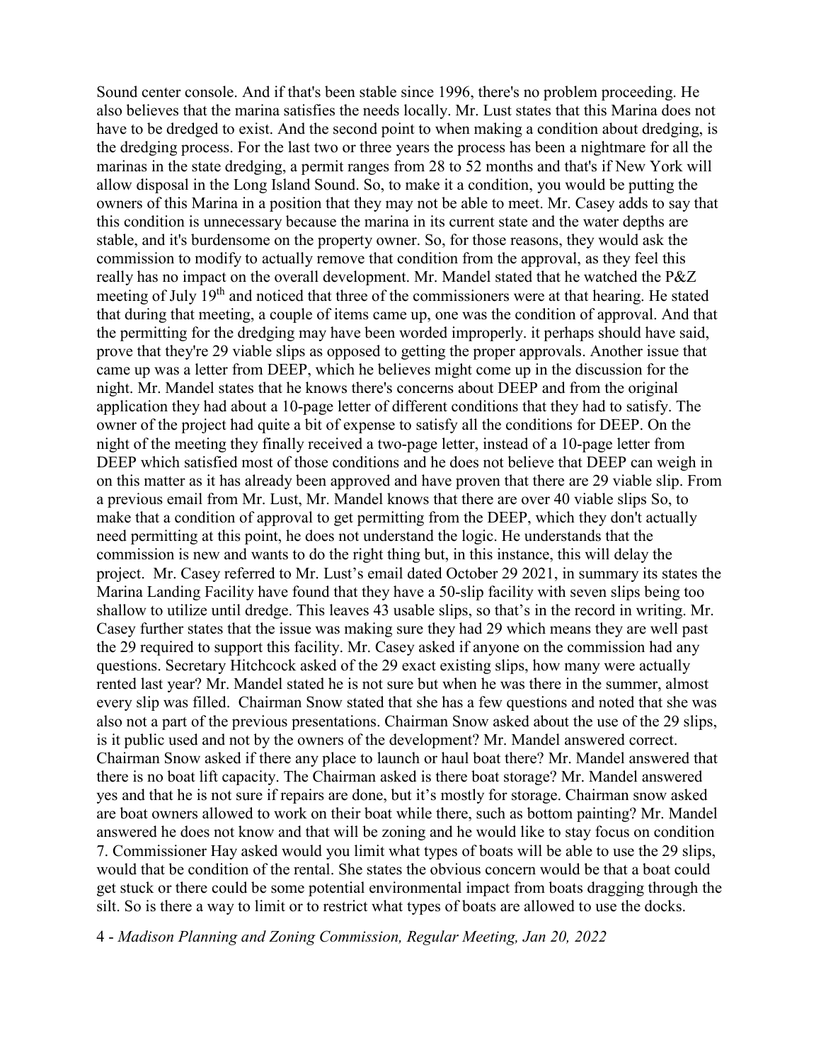Sound center console. And if that's been stable since 1996, there's no problem proceeding. He also believes that the marina satisfies the needs locally. Mr. Lust states that this Marina does not have to be dredged to exist. And the second point to when making a condition about dredging, is the dredging process. For the last two or three years the process has been a nightmare for all the marinas in the state dredging, a permit ranges from 28 to 52 months and that's if New York will allow disposal in the Long Island Sound. So, to make it a condition, you would be putting the owners of this Marina in a position that they may not be able to meet. Mr. Casey adds to say that this condition is unnecessary because the marina in its current state and the water depths are stable, and it's burdensome on the property owner. So, for those reasons, they would ask the commission to modify to actually remove that condition from the approval, as they feel this really has no impact on the overall development. Mr. Mandel stated that he watched the P&Z meeting of July 19th and noticed that three of the commissioners were at that hearing. He stated that during that meeting, a couple of items came up, one was the condition of approval. And that the permitting for the dredging may have been worded improperly. it perhaps should have said, prove that they're 29 viable slips as opposed to getting the proper approvals. Another issue that came up was a letter from DEEP, which he believes might come up in the discussion for the night. Mr. Mandel states that he knows there's concerns about DEEP and from the original application they had about a 10-page letter of different conditions that they had to satisfy. The owner of the project had quite a bit of expense to satisfy all the conditions for DEEP. On the night of the meeting they finally received a two-page letter, instead of a 10-page letter from DEEP which satisfied most of those conditions and he does not believe that DEEP can weigh in on this matter as it has already been approved and have proven that there are 29 viable slip. From a previous email from Mr. Lust, Mr. Mandel knows that there are over 40 viable slips So, to make that a condition of approval to get permitting from the DEEP, which they don't actually need permitting at this point, he does not understand the logic. He understands that the commission is new and wants to do the right thing but, in this instance, this will delay the project. Mr. Casey referred to Mr. Lust's email dated October 29 2021, in summary its states the Marina Landing Facility have found that they have a 50-slip facility with seven slips being too shallow to utilize until dredge. This leaves 43 usable slips, so that's in the record in writing. Mr. Casey further states that the issue was making sure they had 29 which means they are well past the 29 required to support this facility. Mr. Casey asked if anyone on the commission had any questions. Secretary Hitchcock asked of the 29 exact existing slips, how many were actually rented last year? Mr. Mandel stated he is not sure but when he was there in the summer, almost every slip was filled. Chairman Snow stated that she has a few questions and noted that she was also not a part of the previous presentations. Chairman Snow asked about the use of the 29 slips, is it public used and not by the owners of the development? Mr. Mandel answered correct. Chairman Snow asked if there any place to launch or haul boat there? Mr. Mandel answered that there is no boat lift capacity. The Chairman asked is there boat storage? Mr. Mandel answered yes and that he is not sure if repairs are done, but it's mostly for storage. Chairman snow asked are boat owners allowed to work on their boat while there, such as bottom painting? Mr. Mandel answered he does not know and that will be zoning and he would like to stay focus on condition 7. Commissioner Hay asked would you limit what types of boats will be able to use the 29 slips, would that be condition of the rental. She states the obvious concern would be that a boat could get stuck or there could be some potential environmental impact from boats dragging through the silt. So is there a way to limit or to restrict what types of boats are allowed to use the docks.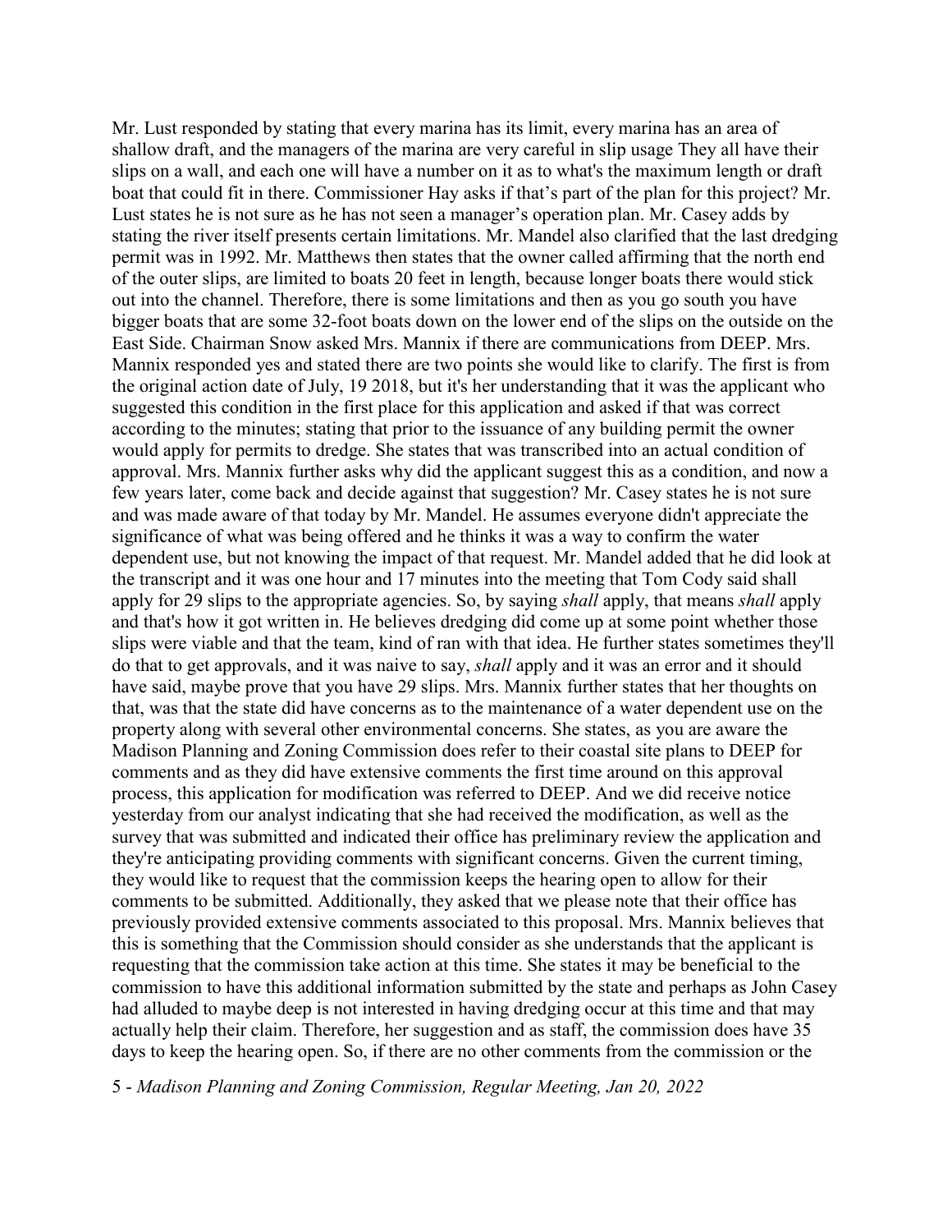Mr. Lust responded by stating that every marina has its limit, every marina has an area of shallow draft, and the managers of the marina are very careful in slip usage They all have their slips on a wall, and each one will have a number on it as to what's the maximum length or draft boat that could fit in there. Commissioner Hay asks if that's part of the plan for this project? Mr. Lust states he is not sure as he has not seen a manager's operation plan. Mr. Casey adds by stating the river itself presents certain limitations. Mr. Mandel also clarified that the last dredging permit was in 1992. Mr. Matthews then states that the owner called affirming that the north end of the outer slips, are limited to boats 20 feet in length, because longer boats there would stick out into the channel. Therefore, there is some limitations and then as you go south you have bigger boats that are some 32-foot boats down on the lower end of the slips on the outside on the East Side. Chairman Snow asked Mrs. Mannix if there are communications from DEEP. Mrs. Mannix responded yes and stated there are two points she would like to clarify. The first is from the original action date of July, 19 2018, but it's her understanding that it was the applicant who suggested this condition in the first place for this application and asked if that was correct according to the minutes; stating that prior to the issuance of any building permit the owner would apply for permits to dredge. She states that was transcribed into an actual condition of approval. Mrs. Mannix further asks why did the applicant suggest this as a condition, and now a few years later, come back and decide against that suggestion? Mr. Casey states he is not sure and was made aware of that today by Mr. Mandel. He assumes everyone didn't appreciate the significance of what was being offered and he thinks it was a way to confirm the water dependent use, but not knowing the impact of that request. Mr. Mandel added that he did look at the transcript and it was one hour and 17 minutes into the meeting that Tom Cody said shall apply for 29 slips to the appropriate agencies. So, by saying *shall* apply, that means *shall* apply and that's how it got written in. He believes dredging did come up at some point whether those slips were viable and that the team, kind of ran with that idea. He further states sometimes they'll do that to get approvals, and it was naive to say, *shall* apply and it was an error and it should have said, maybe prove that you have 29 slips. Mrs. Mannix further states that her thoughts on that, was that the state did have concerns as to the maintenance of a water dependent use on the property along with several other environmental concerns. She states, as you are aware the Madison Planning and Zoning Commission does refer to their coastal site plans to DEEP for comments and as they did have extensive comments the first time around on this approval process, this application for modification was referred to DEEP. And we did receive notice yesterday from our analyst indicating that she had received the modification, as well as the survey that was submitted and indicated their office has preliminary review the application and they're anticipating providing comments with significant concerns. Given the current timing, they would like to request that the commission keeps the hearing open to allow for their comments to be submitted. Additionally, they asked that we please note that their office has previously provided extensive comments associated to this proposal. Mrs. Mannix believes that this is something that the Commission should consider as she understands that the applicant is requesting that the commission take action at this time. She states it may be beneficial to the commission to have this additional information submitted by the state and perhaps as John Casey had alluded to maybe deep is not interested in having dredging occur at this time and that may actually help their claim. Therefore, her suggestion and as staff, the commission does have 35 days to keep the hearing open. So, if there are no other comments from the commission or the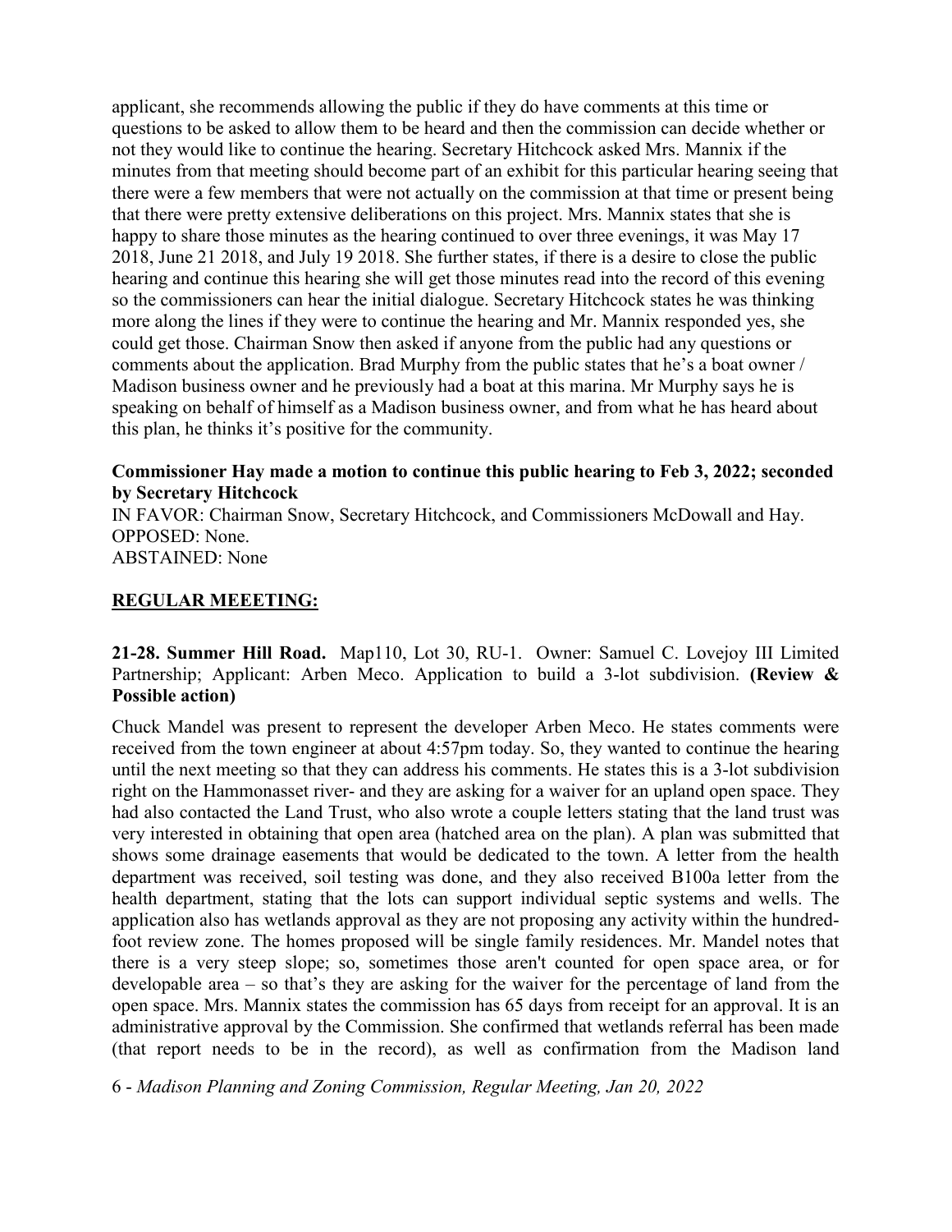applicant, she recommends allowing the public if they do have comments at this time or questions to be asked to allow them to be heard and then the commission can decide whether or not they would like to continue the hearing. Secretary Hitchcock asked Mrs. Mannix if the minutes from that meeting should become part of an exhibit for this particular hearing seeing that there were a few members that were not actually on the commission at that time or present being that there were pretty extensive deliberations on this project. Mrs. Mannix states that she is happy to share those minutes as the hearing continued to over three evenings, it was May 17 2018, June 21 2018, and July 19 2018. She further states, if there is a desire to close the public hearing and continue this hearing she will get those minutes read into the record of this evening so the commissioners can hear the initial dialogue. Secretary Hitchcock states he was thinking more along the lines if they were to continue the hearing and Mr. Mannix responded yes, she could get those. Chairman Snow then asked if anyone from the public had any questions or comments about the application. Brad Murphy from the public states that he's a boat owner / Madison business owner and he previously had a boat at this marina. Mr Murphy says he is speaking on behalf of himself as a Madison business owner, and from what he has heard about this plan, he thinks it's positive for the community.

**Commissioner Hay made a motion to continue this public hearing to Feb 3, 2022; seconded by Secretary Hitchcock**

IN FAVOR: Chairman Snow, Secretary Hitchcock, and Commissioners McDowall and Hay.
OPPOSED: None.
ABSTAINED: None

## REGULAR MEEETING:

**21-28. Summer Hill Road.** Map110, Lot 30, RU-1. Owner: Samuel C. Lovejoy III Limited Partnership; Applicant: Arben Meco. Application to build a 3-lot subdivision. **(Review & Possible action)**

Chuck Mandel was present to represent the developer Arben Meco. He states comments were received from the town engineer at about 4:57pm today. So, they wanted to continue the hearing until the next meeting so that they can address his comments. He states this is a 3-lot subdivision right on the Hammonasset river- and they are asking for a waiver for an upland open space. They had also contacted the Land Trust, who also wrote a couple letters stating that the land trust was very interested in obtaining that open area (hatched area on the plan). A plan was submitted that shows some drainage easements that would be dedicated to the town. A letter from the health department was received, soil testing was done, and they also received B100a letter from the health department, stating that the lots can support individual septic systems and wells. The application also has wetlands approval as they are not proposing any activity within the hundred-foot review zone. The homes proposed will be single family residences. Mr. Mandel notes that there is a very steep slope; so, sometimes those aren't counted for open space area, or for developable area – so that's they are asking for the waiver for the percentage of land from the open space. Mrs. Mannix states the commission has 65 days from receipt for an approval. It is an administrative approval by the Commission. She confirmed that wetlands referral has been made (that report needs to be in the record), as well as confirmation from the Madison land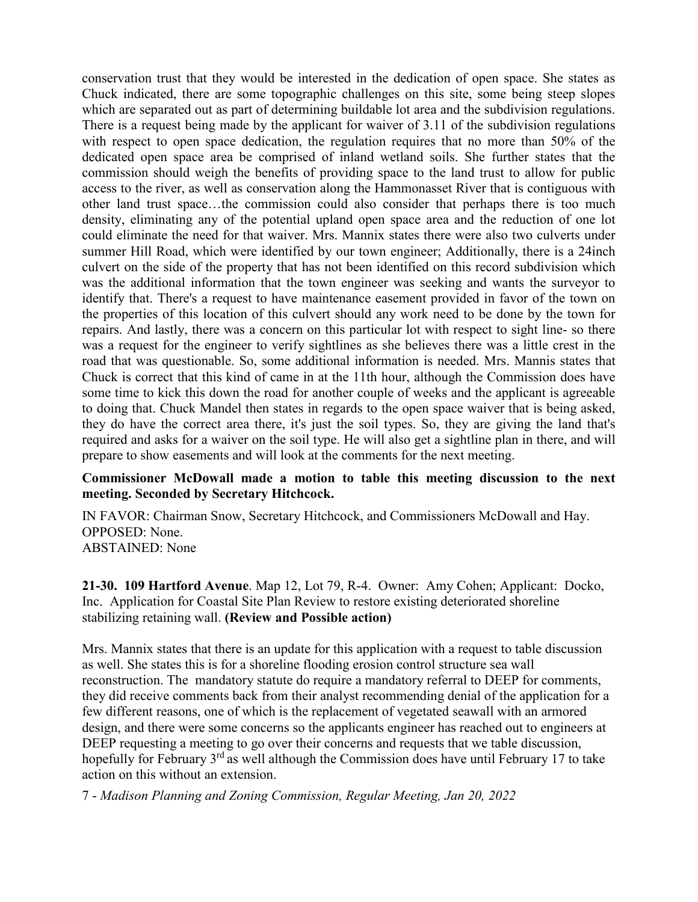conservation trust that they would be interested in the dedication of open space. She states as Chuck indicated, there are some topographic challenges on this site, some being steep slopes which are separated out as part of determining buildable lot area and the subdivision regulations. There is a request being made by the applicant for waiver of 3.11 of the subdivision regulations with respect to open space dedication, the regulation requires that no more than 50% of the dedicated open space area be comprised of inland wetland soils. She further states that the commission should weigh the benefits of providing space to the land trust to allow for public access to the river, as well as conservation along the Hammonasset River that is contiguous with other land trust space…the commission could also consider that perhaps there is too much density, eliminating any of the potential upland open space area and the reduction of one lot could eliminate the need for that waiver. Mrs. Mannix states there were also two culverts under summer Hill Road, which were identified by our town engineer; Additionally, there is a 24inch culvert on the side of the property that has not been identified on this record subdivision which was the additional information that the town engineer was seeking and wants the surveyor to identify that. There's a request to have maintenance easement provided in favor of the town on the properties of this location of this culvert should any work need to be done by the town for repairs. And lastly, there was a concern on this particular lot with respect to sight line- so there was a request for the engineer to verify sightlines as she believes there was a little crest in the road that was questionable. So, some additional information is needed. Mrs. Mannis states that Chuck is correct that this kind of came in at the 11th hour, although the Commission does have some time to kick this down the road for another couple of weeks and the applicant is agreeable to doing that. Chuck Mandel then states in regards to the open space waiver that is being asked, they do have the correct area there, it's just the soil types. So, they are giving the land that's required and asks for a waiver on the soil type. He will also get a sightline plan in there, and will prepare to show easements and will look at the comments for the next meeting.

**Commissioner McDowall made a motion to table this meeting discussion to the next meeting. Seconded by Secretary Hitchcock.**

IN FAVOR: Chairman Snow, Secretary Hitchcock, and Commissioners McDowall and Hay.
OPPOSED: None.
ABSTAINED: None

**21-30. 109 Hartford Avenue**. Map 12, Lot 79, R-4. Owner: Amy Cohen; Applicant: Docko, Inc. Application for Coastal Site Plan Review to restore existing deteriorated shoreline stabilizing retaining wall. **(Review and Possible action)**

Mrs. Mannix states that there is an update for this application with a request to table discussion as well. She states this is for a shoreline flooding erosion control structure sea wall reconstruction. The mandatory statute do require a mandatory referral to DEEP for comments, they did receive comments back from their analyst recommending denial of the application for a few different reasons, one of which is the replacement of vegetated seawall with an armored design, and there were some concerns so the applicants engineer has reached out to engineers at DEEP requesting a meeting to go over their concerns and requests that we table discussion, hopefully for February 3rd as well although the Commission does have until February 17 to take action on this without an extension.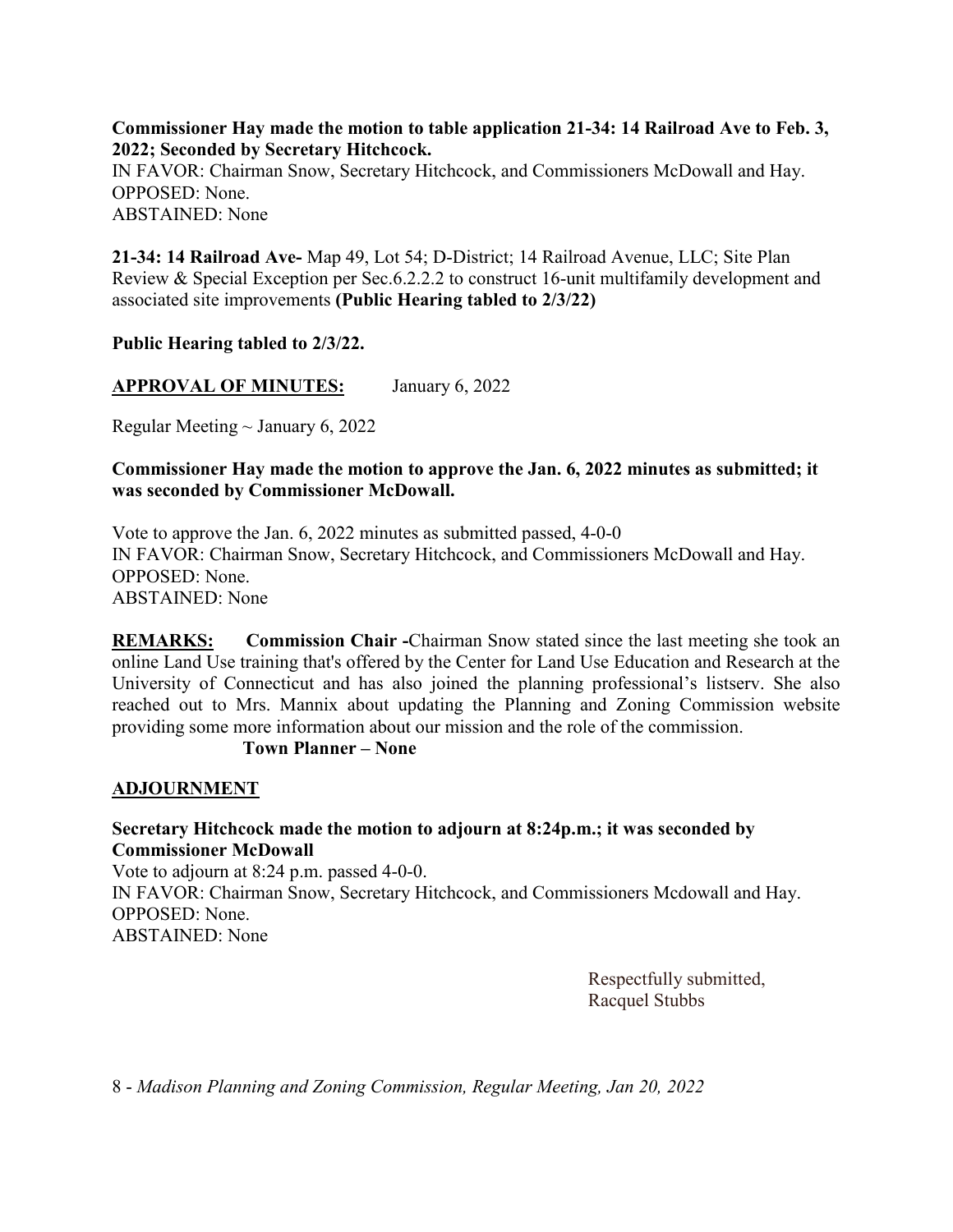**Commissioner Hay made the motion to table application 21-34: 14 Railroad Ave to Feb. 3, 2022; Seconded by Secretary Hitchcock.**
IN FAVOR: Chairman Snow, Secretary Hitchcock, and Commissioners McDowall and Hay.
OPPOSED: None.
ABSTAINED: None

**21-34: 14 Railroad Ave-** Map 49, Lot 54; D-District; 14 Railroad Avenue, LLC; Site Plan Review & Special Exception per Sec.6.2.2.2 to construct 16-unit multifamily development and associated site improvements **(Public Hearing tabled to 2/3/22)**

**Public Hearing tabled to 2/3/22.**

**APPROVAL OF MINUTES:** January 6, 2022

Regular Meeting ~ January 6, 2022

**Commissioner Hay made the motion to approve the Jan. 6, 2022 minutes as submitted; it was seconded by Commissioner McDowall.**

Vote to approve the Jan. 6, 2022 minutes as submitted passed, 4-0-0
IN FAVOR: Chairman Snow, Secretary Hitchcock, and Commissioners McDowall and Hay.
OPPOSED: None.
ABSTAINED: None

**REMARKS:** **Commission Chair -**Chairman Snow stated since the last meeting she took an online Land Use training that's offered by the Center for Land Use Education and Research at the University of Connecticut and has also joined the planning professional's listserv. She also reached out to Mrs. Mannix about updating the Planning and Zoning Commission website providing some more information about our mission and the role of the commission.

**Town Planner – None**

**ADJOURNMENT**

**Secretary Hitchcock made the motion to adjourn at 8:24p.m.; it was seconded by Commissioner McDowall**
Vote to adjourn at 8:24 p.m. passed 4-0-0.
IN FAVOR: Chairman Snow, Secretary Hitchcock, and Commissioners Mcdowall and Hay.
OPPOSED: None.
ABSTAINED: None

Respectfully submitted,
Racquel Stubbs